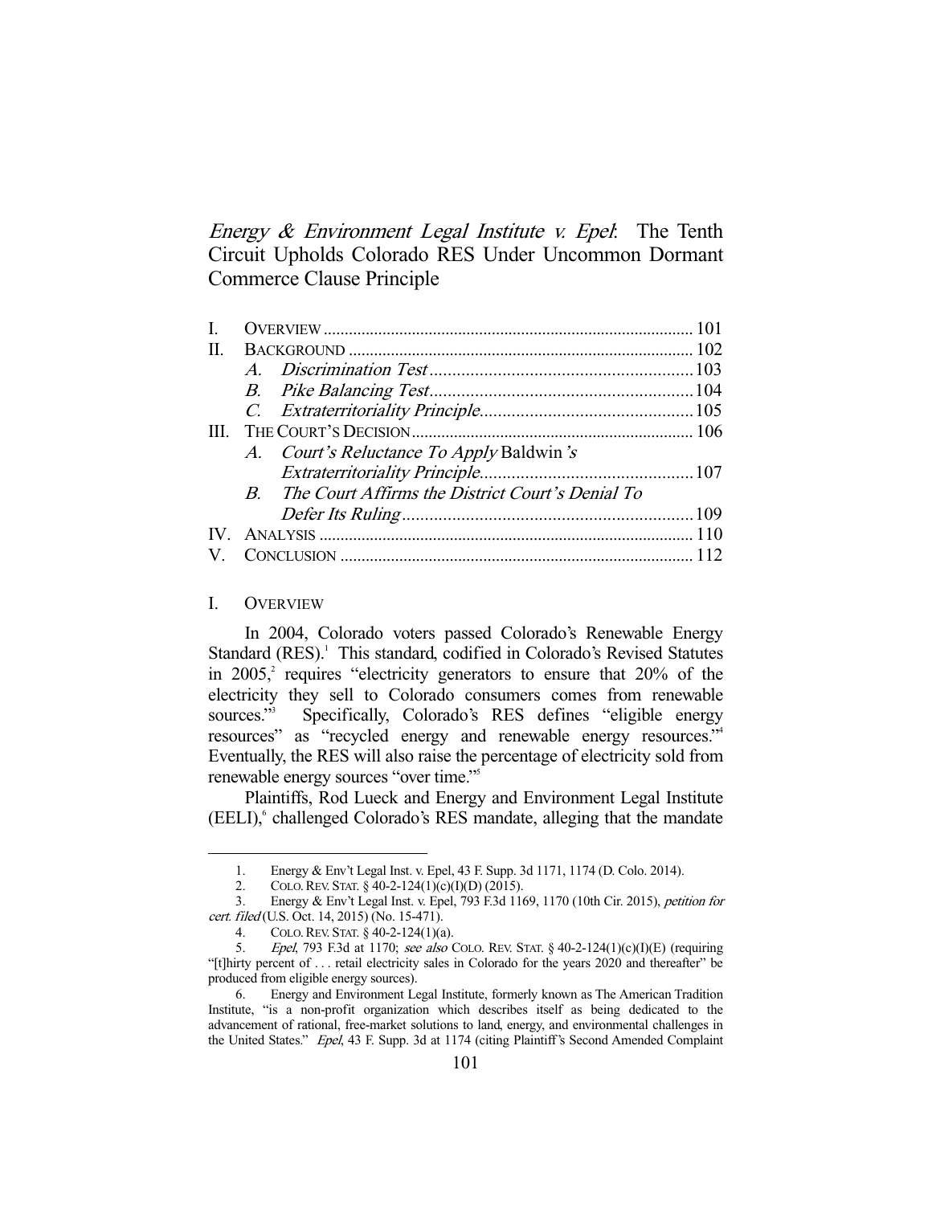# *Energy & Environment Legal Institute v. Epel*: The Tenth Circuit Upholds Colorado RES Under Uncommon Dormant Commerce Clause Principle

| | | |
|---|---|---|
| I. | OVERVIEW | 101 |
| II. | BACKGROUND | 102 |
| | *A. Discrimination Test* | 103 |
| | *B. Pike Balancing Test* | 104 |
| | *C. Extraterritoriality Principle* | 105 |
| III. | THE COURT'S DECISION | 106 |
| | *A. Court's Reluctance To Apply* Baldwin*'s Extraterritoriality Principle* | 107 |
| | *B. The Court Affirms the District Court's Denial To Defer Its Ruling* | 109 |
| IV. | ANALYSIS | 110 |
| V. | CONCLUSION | 112 |

## I. OVERVIEW

In 2004, Colorado voters passed Colorado's Renewable Energy Standard (RES).[1] This standard, codified in Colorado's Revised Statutes in 2005,[2] requires "electricity generators to ensure that 20% of the electricity they sell to Colorado consumers comes from renewable sources."[3] Specifically, Colorado's RES defines "eligible energy resources" as "recycled energy and renewable energy resources."[4] Eventually, the RES will also raise the percentage of electricity sold from renewable energy sources "over time."[5]

Plaintiffs, Rod Lueck and Energy and Environment Legal Institute (EELI),[6] challenged Colorado's RES mandate, alleging that the mandate

---

1. Energy & Env't Legal Inst. v. Epel, 43 F. Supp. 3d 1171, 1174 (D. Colo. 2014).

2. COLO. REV. STAT. § 40-2-124(1)(c)(I)(D) (2015).

3. Energy & Env't Legal Inst. v. Epel, 793 F.3d 1169, 1170 (10th Cir. 2015), *petition for cert. filed* (U.S. Oct. 14, 2015) (No. 15-471).

4. COLO. REV. STAT. § 40-2-124(1)(a).

5. *Epel*, 793 F.3d at 1170; *see also* COLO. REV. STAT. § 40-2-124(1)(c)(I)(E) (requiring "[t]hirty percent of . . . retail electricity sales in Colorado for the years 2020 and thereafter" be produced from eligible energy sources).

6. Energy and Environment Legal Institute, formerly known as The American Tradition Institute, "is a non-profit organization which describes itself as being dedicated to the advancement of rational, free-market solutions to land, energy, and environmental challenges in the United States." *Epel*, 43 F. Supp. 3d at 1174 (citing Plaintiff's Second Amended Complaint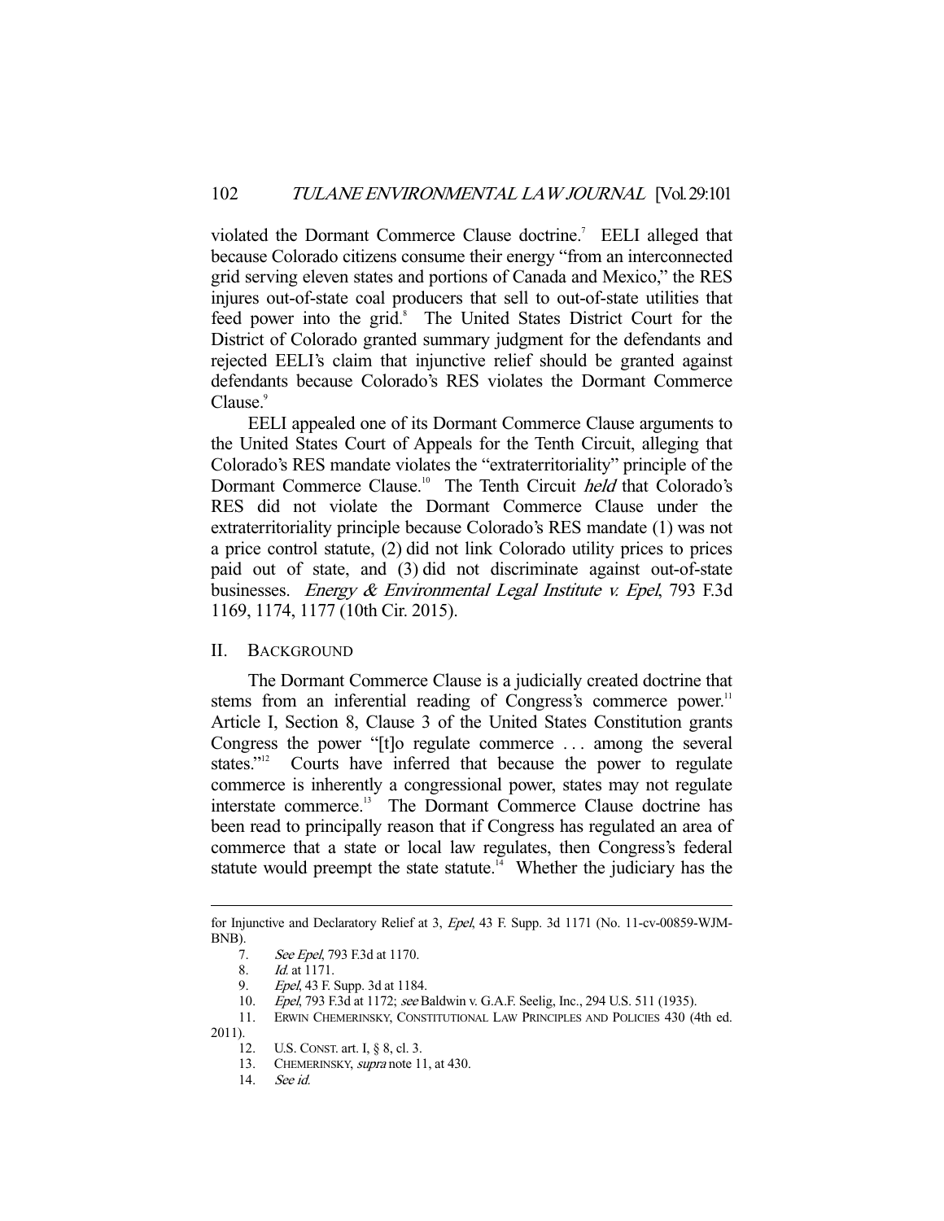violated the Dormant Commerce Clause doctrine.[7] EELI alleged that because Colorado citizens consume their energy "from an interconnected grid serving eleven states and portions of Canada and Mexico," the RES injures out-of-state coal producers that sell to out-of-state utilities that feed power into the grid.[8] The United States District Court for the District of Colorado granted summary judgment for the defendants and rejected EELI's claim that injunctive relief should be granted against defendants because Colorado's RES violates the Dormant Commerce Clause.[9]

EELI appealed one of its Dormant Commerce Clause arguments to the United States Court of Appeals for the Tenth Circuit, alleging that Colorado's RES mandate violates the "extraterritoriality" principle of the Dormant Commerce Clause.[10] The Tenth Circuit *held* that Colorado's RES did not violate the Dormant Commerce Clause under the extraterritoriality principle because Colorado's RES mandate (1) was not a price control statute, (2) did not link Colorado utility prices to prices paid out of state, and (3) did not discriminate against out-of-state businesses. *Energy & Environmental Legal Institute v. Epel*, 793 F.3d 1169, 1174, 1177 (10th Cir. 2015).

## II. Background

The Dormant Commerce Clause is a judicially created doctrine that stems from an inferential reading of Congress's commerce power.[11] Article I, Section 8, Clause 3 of the United States Constitution grants Congress the power "[t]o regulate commerce . . . among the several states."[12] Courts have inferred that because the power to regulate commerce is inherently a congressional power, states may not regulate interstate commerce.[13] The Dormant Commerce Clause doctrine has been read to principally reason that if Congress has regulated an area of commerce that a state or local law regulates, then Congress's federal statute would preempt the state statute.[14] Whether the judiciary has the

---

for Injunctive and Declaratory Relief at 3, *Epel*, 43 F. Supp. 3d 1171 (No. 11-cv-00859-WJM-BNB).

7. *See Epel*, 793 F.3d at 1170.
8. *Id.* at 1171.
9. *Epel*, 43 F. Supp. 3d at 1184.
10. *Epel*, 793 F.3d at 1172; *see* Baldwin v. G.A.F. Seelig, Inc., 294 U.S. 511 (1935).
11. ERWIN CHEMERINSKY, CONSTITUTIONAL LAW PRINCIPLES AND POLICIES 430 (4th ed. 2011).
12. U.S. CONST. art. I, § 8, cl. 3.
13. CHEMERINSKY, *supra* note 11, at 430.
14. *See id.*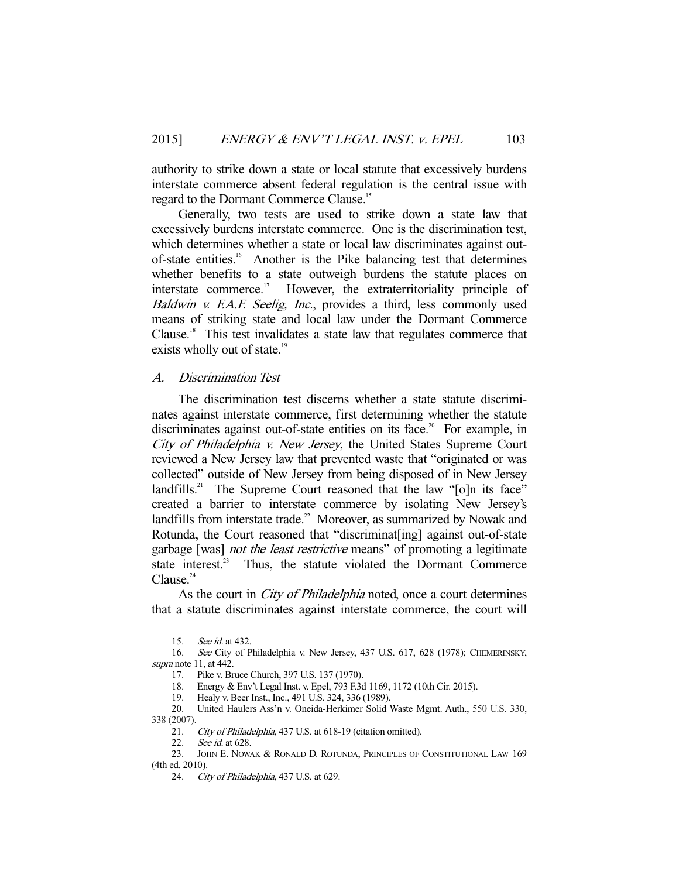authority to strike down a state or local statute that excessively burdens interstate commerce absent federal regulation is the central issue with regard to the Dormant Commerce Clause.[15]

Generally, two tests are used to strike down a state law that excessively burdens interstate commerce. One is the discrimination test, which determines whether a state or local law discriminates against out-of-state entities.[16] Another is the Pike balancing test that determines whether benefits to a state outweigh burdens the statute places on interstate commerce.[17] However, the extraterritoriality principle of *Baldwin v. F.A.F. Seelig, Inc.*, provides a third, less commonly used means of striking state and local law under the Dormant Commerce Clause.[18] This test invalidates a state law that regulates commerce that exists wholly out of state.[19]

### A. *Discrimination Test*

The discrimination test discerns whether a state statute discriminates against interstate commerce, first determining whether the statute discriminates against out-of-state entities on its face.[20] For example, in *City of Philadelphia v. New Jersey*, the United States Supreme Court reviewed a New Jersey law that prevented waste that "originated or was collected" outside of New Jersey from being disposed of in New Jersey landfills.[21] The Supreme Court reasoned that the law "[o]n its face" created a barrier to interstate commerce by isolating New Jersey's landfills from interstate trade.[22] Moreover, as summarized by Nowak and Rotunda, the Court reasoned that "discriminat[ing] against out-of-state garbage [was] *not the least restrictive* means" of promoting a legitimate state interest.[23] Thus, the statute violated the Dormant Commerce Clause.[24]

As the court in *City of Philadelphia* noted, once a court determines that a statute discriminates against interstate commerce, the court will

---

15. *See id.* at 432.

16. *See* City of Philadelphia v. New Jersey, 437 U.S. 617, 628 (1978); CHEMERINSKY, *supra* note 11, at 442.

17. Pike v. Bruce Church, 397 U.S. 137 (1970).

18. Energy & Env't Legal Inst. v. Epel, 793 F.3d 1169, 1172 (10th Cir. 2015).

19. Healy v. Beer Inst., Inc., 491 U.S. 324, 336 (1989).

20. United Haulers Ass'n v. Oneida-Herkimer Solid Waste Mgmt. Auth., 550 U.S. 330, 338 (2007).

21. *City of Philadelphia*, 437 U.S. at 618-19 (citation omitted).

22. *See id.* at 628.

23. JOHN E. NOWAK & RONALD D. ROTUNDA, PRINCIPLES OF CONSTITUTIONAL LAW 169 (4th ed. 2010).

24. *City of Philadelphia*, 437 U.S. at 629.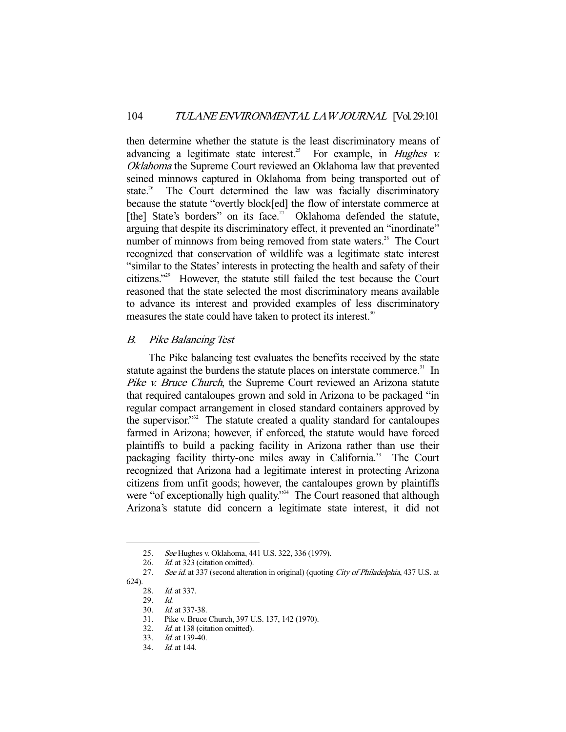then determine whether the statute is the least discriminatory means of advancing a legitimate state interest.[25] For example, in *Hughes v. Oklahoma* the Supreme Court reviewed an Oklahoma law that prevented seined minnows captured in Oklahoma from being transported out of state.[26] The Court determined the law was facially discriminatory because the statute "overtly block[ed] the flow of interstate commerce at [the] State's borders" on its face.[27] Oklahoma defended the statute, arguing that despite its discriminatory effect, it prevented an "inordinate" number of minnows from being removed from state waters.[28] The Court recognized that conservation of wildlife was a legitimate state interest "similar to the States' interests in protecting the health and safety of their citizens."[29] However, the statute still failed the test because the Court reasoned that the state selected the most discriminatory means available to advance its interest and provided examples of less discriminatory measures the state could have taken to protect its interest.[30]

### B. *Pike Balancing Test*

The Pike balancing test evaluates the benefits received by the state statute against the burdens the statute places on interstate commerce.[31] In *Pike v. Bruce Church*, the Supreme Court reviewed an Arizona statute that required cantaloupes grown and sold in Arizona to be packaged "in regular compact arrangement in closed standard containers approved by the supervisor."[32] The statute created a quality standard for cantaloupes farmed in Arizona; however, if enforced, the statute would have forced plaintiffs to build a packing facility in Arizona rather than use their packaging facility thirty-one miles away in California.[33] The Court recognized that Arizona had a legitimate interest in protecting Arizona citizens from unfit goods; however, the cantaloupes grown by plaintiffs were "of exceptionally high quality."[34] The Court reasoned that although Arizona's statute did concern a legitimate state interest, it did not

---

25. *See* Hughes v. Oklahoma, 441 U.S. 322, 336 (1979).
26. *Id.* at 323 (citation omitted).
27. *See id.* at 337 (second alteration in original) (quoting *City of Philadelphia*, 437 U.S. at 624).
28. *Id.* at 337.
29. *Id.*
30. *Id.* at 337-38.
31. Pike v. Bruce Church, 397 U.S. 137, 142 (1970).
32. *Id.* at 138 (citation omitted).
33. *Id.* at 139-40.
34. *Id.* at 144.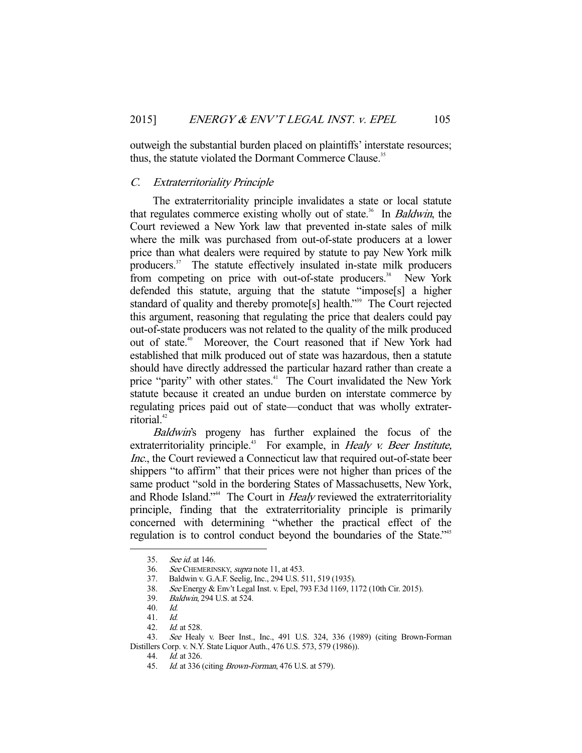outweigh the substantial burden placed on plaintiffs' interstate resources; thus, the statute violated the Dormant Commerce Clause.[35]

### C. *Extraterritoriality Principle*

The extraterritoriality principle invalidates a state or local statute that regulates commerce existing wholly out of state.[36] In *Baldwin*, the Court reviewed a New York law that prevented in-state sales of milk where the milk was purchased from out-of-state producers at a lower price than what dealers were required by statute to pay New York milk producers.[37] The statute effectively insulated in-state milk producers from competing on price with out-of-state producers.[38] New York defended this statute, arguing that the statute "impose[s] a higher standard of quality and thereby promote[s] health."[39] The Court rejected this argument, reasoning that regulating the price that dealers could pay out-of-state producers was not related to the quality of the milk produced out of state.[40] Moreover, the Court reasoned that if New York had established that milk produced out of state was hazardous, then a statute should have directly addressed the particular hazard rather than create a price "parity" with other states.[41] The Court invalidated the New York statute because it created an undue burden on interstate commerce by regulating prices paid out of state—conduct that was wholly extraterritorial.[42]

*Baldwin*'s progeny has further explained the focus of the extraterritoriality principle.[43] For example, in *Healy v. Beer Institute, Inc.*, the Court reviewed a Connecticut law that required out-of-state beer shippers "to affirm" that their prices were not higher than prices of the same product "sold in the bordering States of Massachusetts, New York, and Rhode Island."[44] The Court in *Healy* reviewed the extraterritoriality principle, finding that the extraterritoriality principle is primarily concerned with determining "whether the practical effect of the regulation is to control conduct beyond the boundaries of the State."[45]

---

35. *See id.* at 146.
36. *See* CHEMERINSKY, *supra* note 11, at 453.
37. Baldwin v. G.A.F. Seelig, Inc., 294 U.S. 511, 519 (1935).
38. *See* Energy & Env't Legal Inst. v. Epel, 793 F.3d 1169, 1172 (10th Cir. 2015).
39. *Baldwin*, 294 U.S. at 524.
40. *Id.*
41. *Id.*
42. *Id.* at 528.
43. *See* Healy v. Beer Inst., Inc., 491 U.S. 324, 336 (1989) (citing Brown-Forman Distillers Corp. v. N.Y. State Liquor Auth., 476 U.S. 573, 579 (1986)).
44. *Id.* at 326.
45. *Id.* at 336 (citing *Brown-Forman*, 476 U.S. at 579).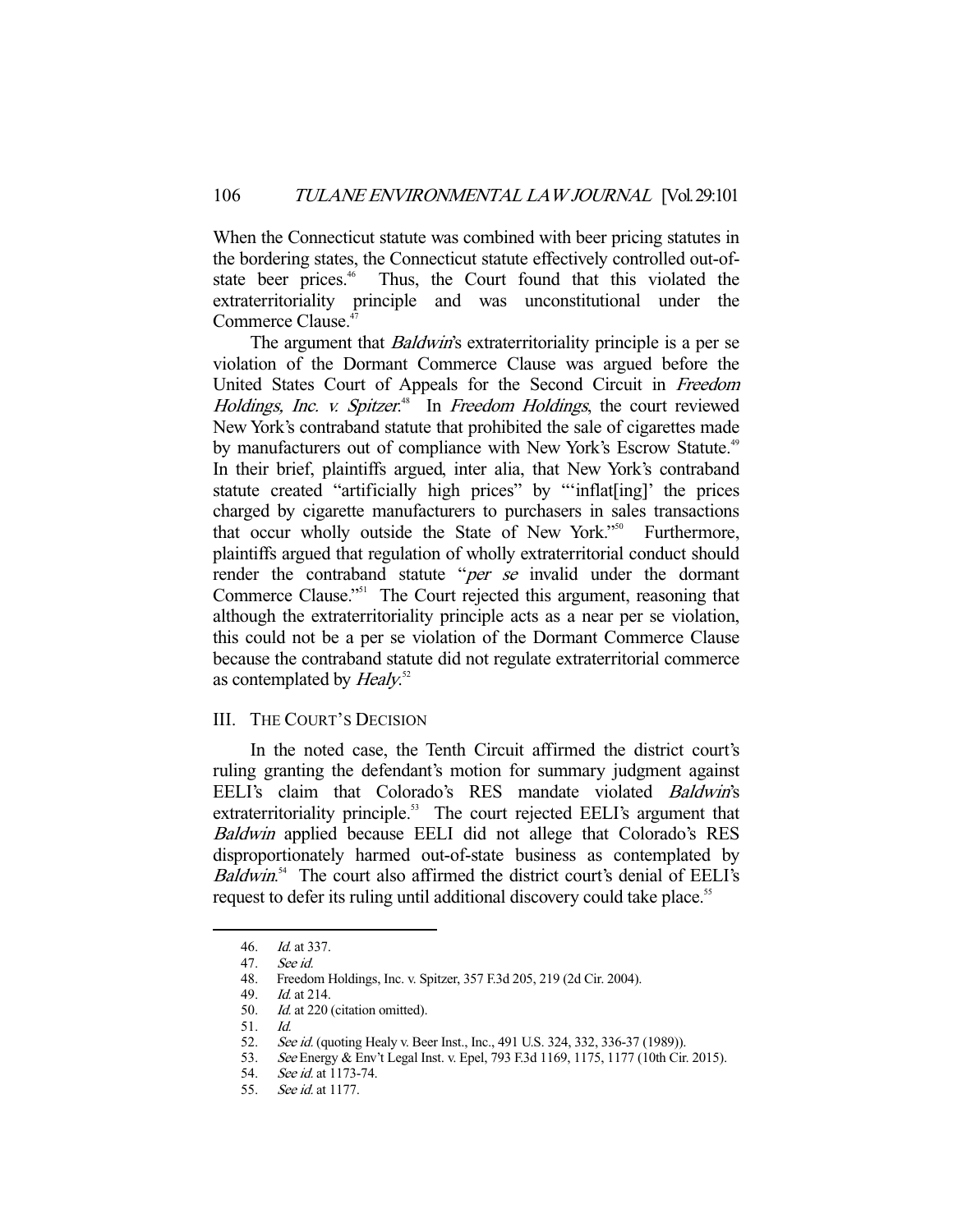When the Connecticut statute was combined with beer pricing statutes in the bordering states, the Connecticut statute effectively controlled out-of-state beer prices.[46] Thus, the Court found that this violated the extraterritoriality principle and was unconstitutional under the Commerce Clause.[47]

The argument that *Baldwin*'s extraterritoriality principle is a per se violation of the Dormant Commerce Clause was argued before the United States Court of Appeals for the Second Circuit in *Freedom Holdings, Inc. v. Spitzer*.[48] In *Freedom Holdings*, the court reviewed New York's contraband statute that prohibited the sale of cigarettes made by manufacturers out of compliance with New York's Escrow Statute.[49] In their brief, plaintiffs argued, inter alia, that New York's contraband statute created "artificially high prices" by "'inflat[ing]' the prices charged by cigarette manufacturers to purchasers in sales transactions that occur wholly outside the State of New York."[50] Furthermore, plaintiffs argued that regulation of wholly extraterritorial conduct should render the contraband statute "*per se* invalid under the dormant Commerce Clause."[51] The Court rejected this argument, reasoning that although the extraterritoriality principle acts as a near per se violation, this could not be a per se violation of the Dormant Commerce Clause because the contraband statute did not regulate extraterritorial commerce as contemplated by *Healy*.[52]

## III. The Court's Decision

In the noted case, the Tenth Circuit affirmed the district court's ruling granting the defendant's motion for summary judgment against EELI's claim that Colorado's RES mandate violated *Baldwin*'s extraterritoriality principle.[53] The court rejected EELI's argument that *Baldwin* applied because EELI did not allege that Colorado's RES disproportionately harmed out-of-state business as contemplated by *Baldwin*.[54] The court also affirmed the district court's denial of EELI's request to defer its ruling until additional discovery could take place.[55]

---

46. *Id.* at 337.
47. *See id.*
48. Freedom Holdings, Inc. v. Spitzer, 357 F.3d 205, 219 (2d Cir. 2004).
49. *Id.* at 214.
50. *Id.* at 220 (citation omitted).
51. *Id.*
52. *See id.* (quoting Healy v. Beer Inst., Inc., 491 U.S. 324, 332, 336-37 (1989)).
53. *See* Energy & Env't Legal Inst. v. Epel, 793 F.3d 1169, 1175, 1177 (10th Cir. 2015).
54. *See id.* at 1173-74.
55. *See id.* at 1177.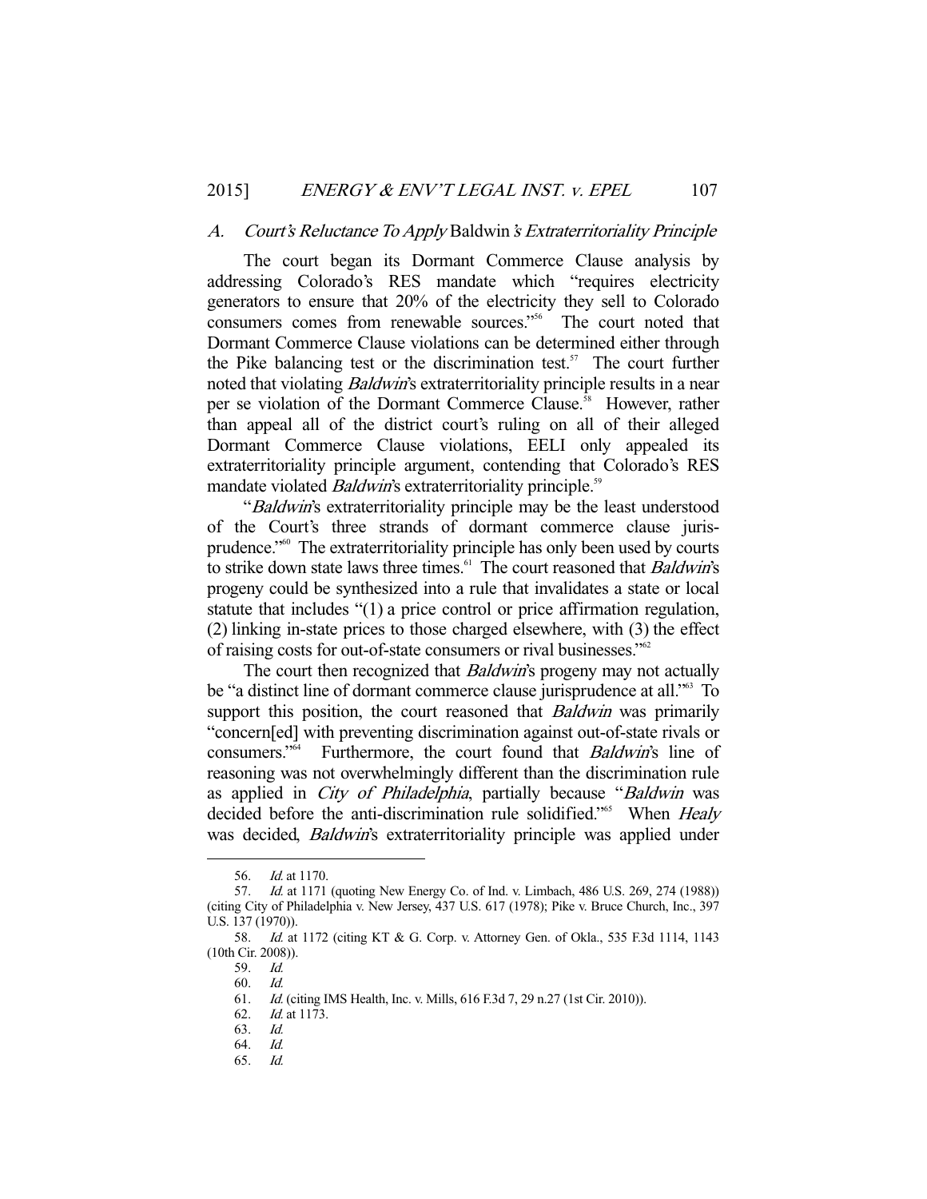### A. *Court's Reluctance To Apply* Baldwin*'s Extraterritoriality Principle*

The court began its Dormant Commerce Clause analysis by addressing Colorado's RES mandate which "requires electricity generators to ensure that 20% of the electricity they sell to Colorado consumers comes from renewable sources."[56] The court noted that Dormant Commerce Clause violations can be determined either through the Pike balancing test or the discrimination test.[57] The court further noted that violating *Baldwin*'s extraterritoriality principle results in a near per se violation of the Dormant Commerce Clause.[58] However, rather than appeal all of the district court's ruling on all of their alleged Dormant Commerce Clause violations, EELI only appealed its extraterritoriality principle argument, contending that Colorado's RES mandate violated *Baldwin*'s extraterritoriality principle.[59]

"*Baldwin*'s extraterritoriality principle may be the least understood of the Court's three strands of dormant commerce clause jurisprudence."[60] The extraterritoriality principle has only been used by courts to strike down state laws three times.[61] The court reasoned that *Baldwin*'s progeny could be synthesized into a rule that invalidates a state or local statute that includes "(1) a price control or price affirmation regulation, (2) linking in-state prices to those charged elsewhere, with (3) the effect of raising costs for out-of-state consumers or rival businesses."[62]

The court then recognized that *Baldwin*'s progeny may not actually be "a distinct line of dormant commerce clause jurisprudence at all."[63] To support this position, the court reasoned that *Baldwin* was primarily "concern[ed] with preventing discrimination against out-of-state rivals or consumers."[64] Furthermore, the court found that *Baldwin*'s line of reasoning was not overwhelmingly different than the discrimination rule as applied in *City of Philadelphia*, partially because "*Baldwin* was decided before the anti-discrimination rule solidified."[65] When *Healy* was decided, *Baldwin*'s extraterritoriality principle was applied under

---

56. *Id.* at 1170.

57. *Id.* at 1171 (quoting New Energy Co. of Ind. v. Limbach, 486 U.S. 269, 274 (1988)) (citing City of Philadelphia v. New Jersey, 437 U.S. 617 (1978); Pike v. Bruce Church, Inc., 397 U.S. 137 (1970)).

58. *Id.* at 1172 (citing KT & G. Corp. v. Attorney Gen. of Okla., 535 F.3d 1114, 1143 (10th Cir. 2008)).

59. *Id.*

60. *Id.*

61. *Id.* (citing IMS Health, Inc. v. Mills, 616 F.3d 7, 29 n.27 (1st Cir. 2010)).

62. *Id.* at 1173.

63. *Id.*

64. *Id.*

65. *Id.*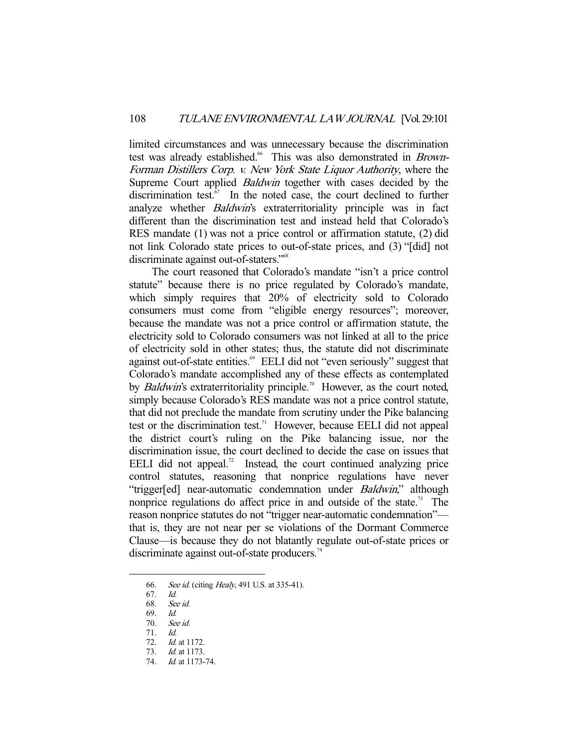limited circumstances and was unnecessary because the discrimination test was already established.[66] This was also demonstrated in *Brown-Forman Distillers Corp. v. New York State Liquor Authority*, where the Supreme Court applied *Baldwin* together with cases decided by the discrimination test.[67] In the noted case, the court declined to further analyze whether *Baldwin*'s extraterritoriality principle was in fact different than the discrimination test and instead held that Colorado's RES mandate (1) was not a price control or affirmation statute, (2) did not link Colorado state prices to out-of-state prices, and (3) "[did] not discriminate against out-of-staters."[68]

The court reasoned that Colorado's mandate "isn't a price control statute" because there is no price regulated by Colorado's mandate, which simply requires that 20% of electricity sold to Colorado consumers must come from "eligible energy resources"; moreover, because the mandate was not a price control or affirmation statute, the electricity sold to Colorado consumers was not linked at all to the price of electricity sold in other states; thus, the statute did not discriminate against out-of-state entities.[69] EELI did not "even seriously" suggest that Colorado's mandate accomplished any of these effects as contemplated by *Baldwin*'s extraterritoriality principle.[70] However, as the court noted, simply because Colorado's RES mandate was not a price control statute, that did not preclude the mandate from scrutiny under the Pike balancing test or the discrimination test.[71] However, because EELI did not appeal the district court's ruling on the Pike balancing issue, nor the discrimination issue, the court declined to decide the case on issues that EELI did not appeal.[72] Instead, the court continued analyzing price control statutes, reasoning that nonprice regulations have never "trigger[ed] near-automatic condemnation under *Baldwin*," although nonprice regulations do affect price in and outside of the state.[73] The reason nonprice statutes do not "trigger near-automatic condemnation"—that is, they are not near per se violations of the Dormant Commerce Clause—is because they do not blatantly regulate out-of-state prices or discriminate against out-of-state producers.[74]

---

66. *See id.* (citing *Healy*, 491 U.S. at 335-41).

67. *Id.*

68. *See id.*

69. *Id.*

70. *See id.*

71. *Id.*

72. *Id.* at 1172.

73. *Id.* at 1173.

74. *Id.* at 1173-74.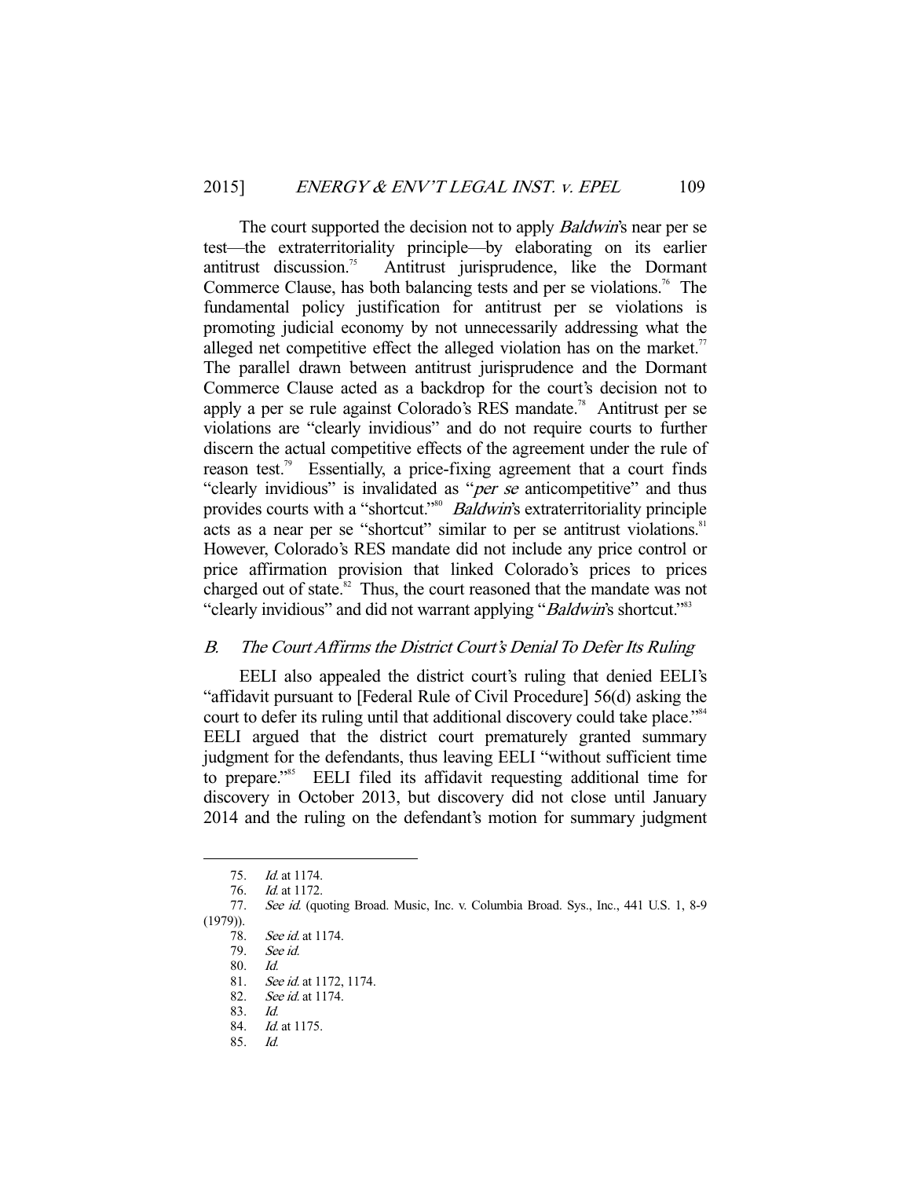The court supported the decision not to apply *Baldwin*'s near per se test—the extraterritoriality principle—by elaborating on its earlier antitrust discussion.[75] Antitrust jurisprudence, like the Dormant Commerce Clause, has both balancing tests and per se violations.[76] The fundamental policy justification for antitrust per se violations is promoting judicial economy by not unnecessarily addressing what the alleged net competitive effect the alleged violation has on the market.[77] The parallel drawn between antitrust jurisprudence and the Dormant Commerce Clause acted as a backdrop for the court's decision not to apply a per se rule against Colorado's RES mandate.[78] Antitrust per se violations are "clearly invidious" and do not require courts to further discern the actual competitive effects of the agreement under the rule of reason test.[79] Essentially, a price-fixing agreement that a court finds "clearly invidious" is invalidated as "*per se* anticompetitive" and thus provides courts with a "shortcut."[80] *Baldwin*'s extraterritoriality principle acts as a near per se "shortcut" similar to per se antitrust violations.[81] However, Colorado's RES mandate did not include any price control or price affirmation provision that linked Colorado's prices to prices charged out of state.[82] Thus, the court reasoned that the mandate was not "clearly invidious" and did not warrant applying "*Baldwin*'s shortcut."[83]

### *B. The Court Affirms the District Court's Denial To Defer Its Ruling*

EELI also appealed the district court's ruling that denied EELI's "affidavit pursuant to [Federal Rule of Civil Procedure] 56(d) asking the court to defer its ruling until that additional discovery could take place."[84] EELI argued that the district court prematurely granted summary judgment for the defendants, thus leaving EELI "without sufficient time to prepare."[85] EELI filed its affidavit requesting additional time for discovery in October 2013, but discovery did not close until January 2014 and the ruling on the defendant's motion for summary judgment

---

75. *Id.* at 1174.

76. *Id.* at 1172.

77. *See id.* (quoting Broad. Music, Inc. v. Columbia Broad. Sys., Inc., 441 U.S. 1, 8-9 (1979)).

78. *See id.* at 1174.

79. *See id.*

80. *Id.*

81. *See id.* at 1172, 1174.

82. *See id.* at 1174.

83. *Id.*

84. *Id.* at 1175.

85. *Id.*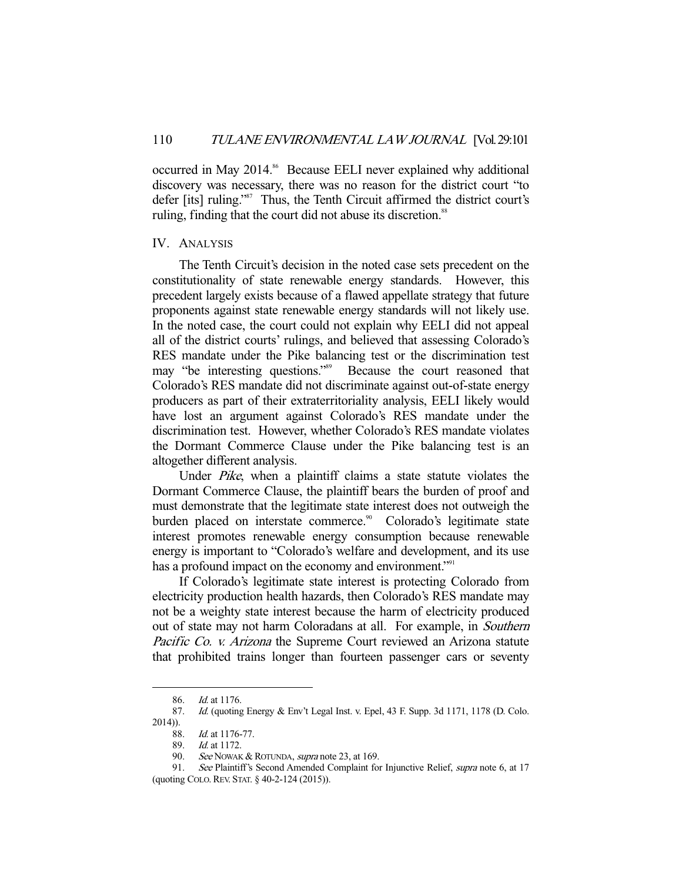occurred in May 2014.[86] Because EELI never explained why additional discovery was necessary, there was no reason for the district court "to defer [its] ruling."[87] Thus, the Tenth Circuit affirmed the district court's ruling, finding that the court did not abuse its discretion.[88]

## IV. ANALYSIS

The Tenth Circuit's decision in the noted case sets precedent on the constitutionality of state renewable energy standards. However, this precedent largely exists because of a flawed appellate strategy that future proponents against state renewable energy standards will not likely use. In the noted case, the court could not explain why EELI did not appeal all of the district courts' rulings, and believed that assessing Colorado's RES mandate under the Pike balancing test or the discrimination test may "be interesting questions."[89] Because the court reasoned that Colorado's RES mandate did not discriminate against out-of-state energy producers as part of their extraterritoriality analysis, EELI likely would have lost an argument against Colorado's RES mandate under the discrimination test. However, whether Colorado's RES mandate violates the Dormant Commerce Clause under the Pike balancing test is an altogether different analysis.

Under *Pike*, when a plaintiff claims a state statute violates the Dormant Commerce Clause, the plaintiff bears the burden of proof and must demonstrate that the legitimate state interest does not outweigh the burden placed on interstate commerce.[90] Colorado's legitimate state interest promotes renewable energy consumption because renewable energy is important to "Colorado's welfare and development, and its use has a profound impact on the economy and environment."[91]

If Colorado's legitimate state interest is protecting Colorado from electricity production health hazards, then Colorado's RES mandate may not be a weighty state interest because the harm of electricity produced out of state may not harm Coloradans at all. For example, in *Southern Pacific Co. v. Arizona* the Supreme Court reviewed an Arizona statute that prohibited trains longer than fourteen passenger cars or seventy

---

86. *Id.* at 1176.

87. *Id.* (quoting Energy & Env't Legal Inst. v. Epel, 43 F. Supp. 3d 1171, 1178 (D. Colo. 2014)).

88. *Id.* at 1176-77.

89. *Id.* at 1172.

90. *See* NOWAK & ROTUNDA, *supra* note 23, at 169.

91. *See* Plaintiff's Second Amended Complaint for Injunctive Relief, *supra* note 6, at 17 (quoting COLO. REV. STAT. § 40-2-124 (2015)).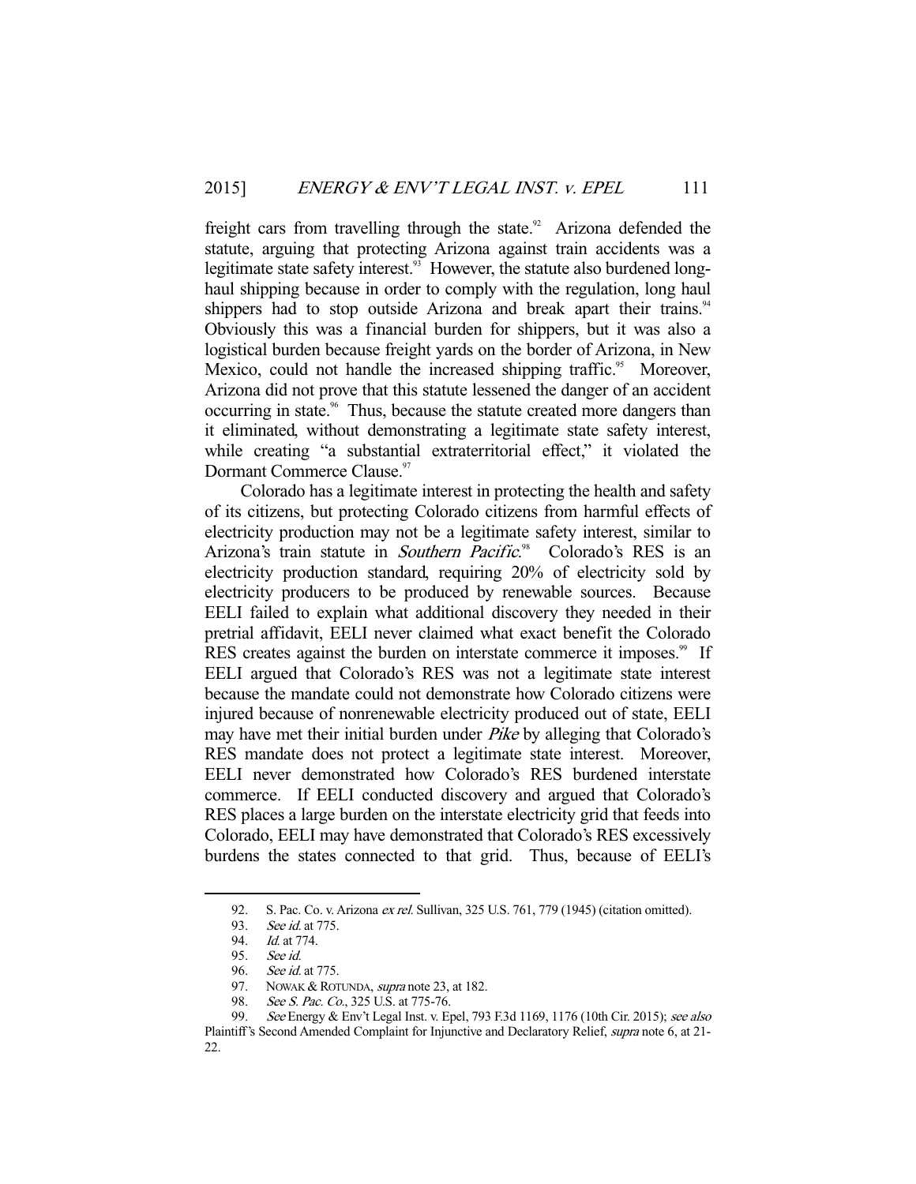freight cars from travelling through the state.[92] Arizona defended the statute, arguing that protecting Arizona against train accidents was a legitimate state safety interest.[93] However, the statute also burdened long-haul shipping because in order to comply with the regulation, long haul shippers had to stop outside Arizona and break apart their trains.[94] Obviously this was a financial burden for shippers, but it was also a logistical burden because freight yards on the border of Arizona, in New Mexico, could not handle the increased shipping traffic.[95] Moreover, Arizona did not prove that this statute lessened the danger of an accident occurring in state.[96] Thus, because the statute created more dangers than it eliminated, without demonstrating a legitimate state safety interest, while creating "a substantial extraterritorial effect," it violated the Dormant Commerce Clause.[97]

Colorado has a legitimate interest in protecting the health and safety of its citizens, but protecting Colorado citizens from harmful effects of electricity production may not be a legitimate safety interest, similar to Arizona's train statute in *Southern Pacific*.[98] Colorado's RES is an electricity production standard, requiring 20% of electricity sold by electricity producers to be produced by renewable sources. Because EELI failed to explain what additional discovery they needed in their pretrial affidavit, EELI never claimed what exact benefit the Colorado RES creates against the burden on interstate commerce it imposes.[99] If EELI argued that Colorado's RES was not a legitimate state interest because the mandate could not demonstrate how Colorado citizens were injured because of nonrenewable electricity produced out of state, EELI may have met their initial burden under *Pike* by alleging that Colorado's RES mandate does not protect a legitimate state interest. Moreover, EELI never demonstrated how Colorado's RES burdened interstate commerce. If EELI conducted discovery and argued that Colorado's RES places a large burden on the interstate electricity grid that feeds into Colorado, EELI may have demonstrated that Colorado's RES excessively burdens the states connected to that grid. Thus, because of EELI's

---

92. S. Pac. Co. v. Arizona *ex rel.* Sullivan, 325 U.S. 761, 779 (1945) (citation omitted).

93. *See id.* at 775.

94. *Id.* at 774.

95. *See id.*

96. *See id.* at 775.

97. NOWAK & ROTUNDA, *supra* note 23, at 182.

98. *See S. Pac. Co.*, 325 U.S. at 775-76.

99. *See* Energy & Env't Legal Inst. v. Epel, 793 F.3d 1169, 1176 (10th Cir. 2015); *see also* Plaintiff's Second Amended Complaint for Injunctive and Declaratory Relief, *supra* note 6, at 21-22.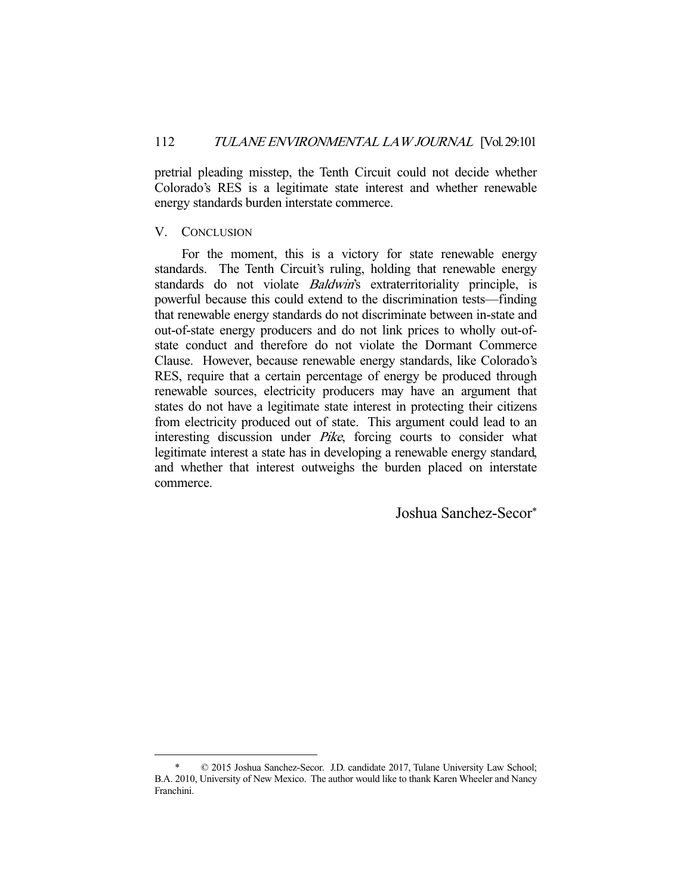pretrial pleading misstep, the Tenth Circuit could not decide whether Colorado's RES is a legitimate state interest and whether renewable energy standards burden interstate commerce.

## V. CONCLUSION

For the moment, this is a victory for state renewable energy standards. The Tenth Circuit's ruling, holding that renewable energy standards do not violate *Baldwin*'s extraterritoriality principle, is powerful because this could extend to the discrimination tests—finding that renewable energy standards do not discriminate between in-state and out-of-state energy producers and do not link prices to wholly out-of-state conduct and therefore do not violate the Dormant Commerce Clause. However, because renewable energy standards, like Colorado's RES, require that a certain percentage of energy be produced through renewable sources, electricity producers may have an argument that states do not have a legitimate state interest in protecting their citizens from electricity produced out of state. This argument could lead to an interesting discussion under *Pike*, forcing courts to consider what legitimate interest a state has in developing a renewable energy standard, and whether that interest outweighs the burden placed on interstate commerce.

Joshua Sanchez-Secor*

\* © 2015 Joshua Sanchez-Secor. J.D. candidate 2017, Tulane University Law School; B.A. 2010, University of New Mexico. The author would like to thank Karen Wheeler and Nancy Franchini.